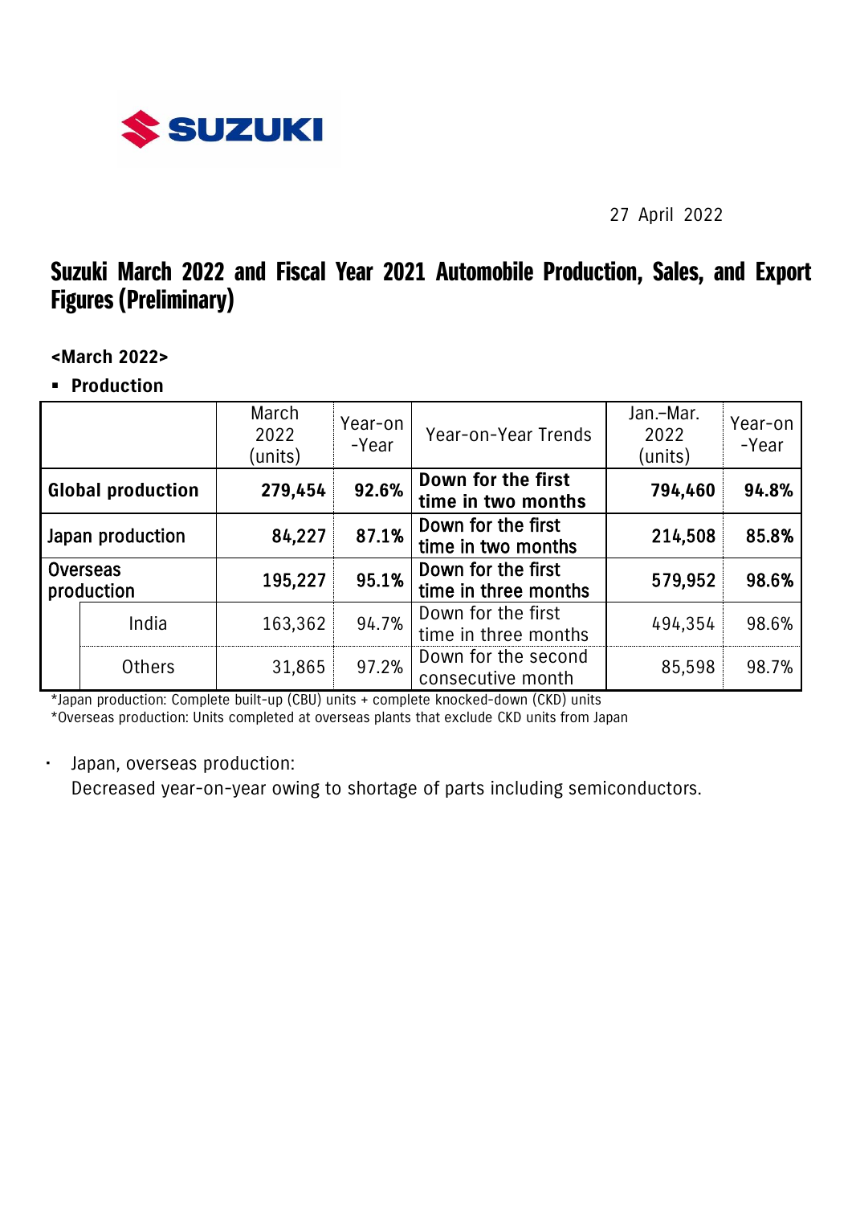27 April 2022

# Suzuki March 2022 and Fiscal Year 2021 Automobile Production, Sales, and Export Figures (Preliminary)

**<March 2022>**

- **Production**

| | | March 2022 (units) | Year-on-Year | Year-on-Year Trends | Jan.–Mar. 2022 (units) | Year-on-Year |
|---|---|---|---|---|---|---|
| **Global production** | | **279,454** | **92.6%** | **Down for the first time in two months** | **794,460** | **94.8%** |
| Japan production | | 84,227 | 87.1% | Down for the first time in two months | 214,508 | 85.8% |
| Overseas production | | 195,227 | 95.1% | Down for the first time in three months | 579,952 | 98.6% |
| | India | 163,362 | 94.7% | Down for the first time in three months | 494,354 | 98.6% |
| | Others | 31,865 | 97.2% | Down for the second consecutive month | 85,598 | 98.7% |

*Japan production: Complete built-up (CBU) units + complete knocked-down (CKD) units
*Overseas production: Units completed at overseas plants that exclude CKD units from Japan

- Japan, overseas production:
  Decreased year-on-year owing to shortage of parts including semiconductors.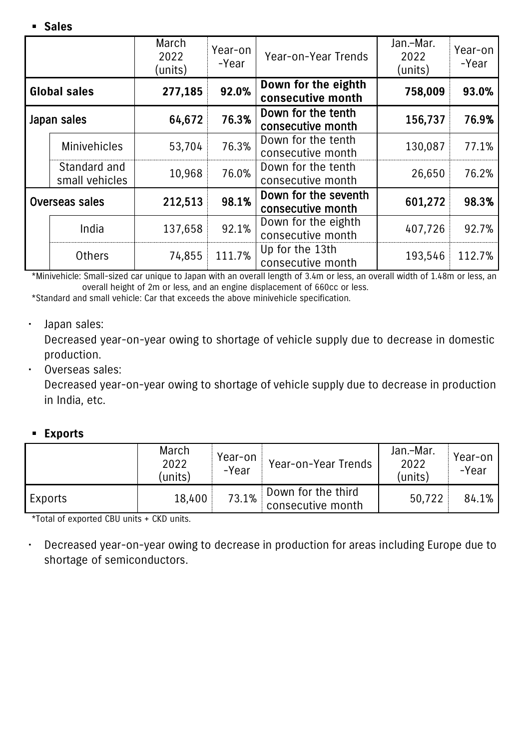- **Sales**

| | | March 2022 (units) | Year-on-Year | Year-on-Year Trends | Jan.–Mar. 2022 (units) | Year-on-Year |
|---|---|---|---|---|---|---|
| **Global sales** | | **277,185** | **92.0%** | **Down for the eighth consecutive month** | **758,009** | **93.0%** |
| Japan sales | | 64,672 | 76.3% | Down for the tenth consecutive month | 156,737 | 76.9% |
| | Minivehicles | 53,704 | 76.3% | Down for the tenth consecutive month | 130,087 | 77.1% |
| | Standard and small vehicles | 10,968 | 76.0% | Down for the tenth consecutive month | 26,650 | 76.2% |
| Overseas sales | | 212,513 | 98.1% | Down for the seventh consecutive month | 601,272 | 98.3% |
| | India | 137,658 | 92.1% | Down for the eighth consecutive month | 407,726 | 92.7% |
| | Others | 74,855 | 111.7% | Up for the 13th consecutive month | 193,546 | 112.7% |

*Minivehicle: Small-sized car unique to Japan with an overall length of 3.4m or less, an overall width of 1.48m or less, an overall height of 2m or less, and an engine displacement of 660cc or less.

*Standard and small vehicle: Car that exceeds the above minivehicle specification.

- Japan sales:
  Decreased year-on-year owing to shortage of vehicle supply due to decrease in domestic production.
- Overseas sales:
  Decreased year-on-year owing to shortage of vehicle supply due to decrease in production in India, etc.

- **Exports**

| | March 2022 (units) | Year-on-Year | Year-on-Year Trends | Jan.–Mar. 2022 (units) | Year-on-Year |
|---|---|---|---|---|---|
| Exports | 18,400 | 73.1% | Down for the third consecutive month | 50,722 | 84.1% |

*Total of exported CBU units + CKD units.

- Decreased year-on-year owing to decrease in production for areas including Europe due to shortage of semiconductors.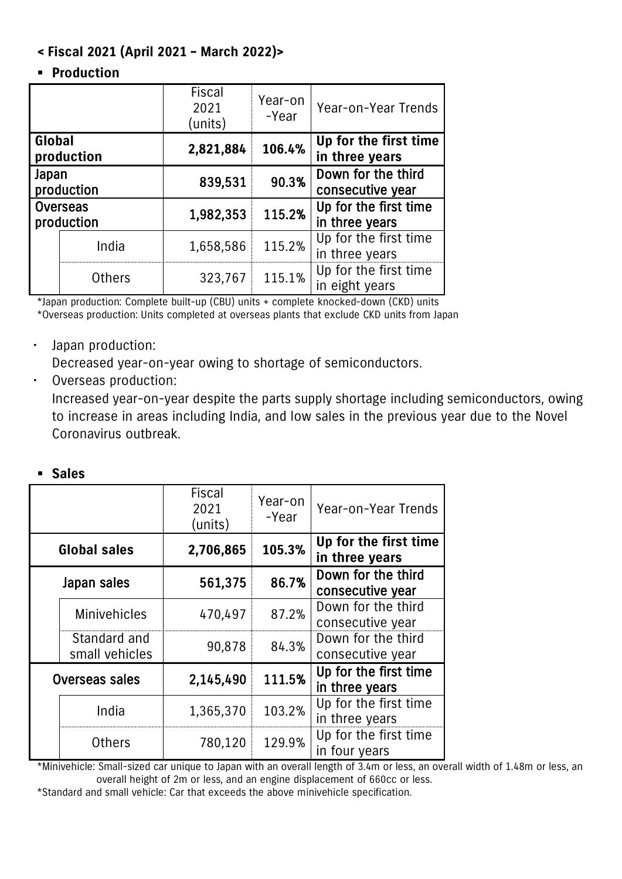**< Fiscal 2021 (April 2021 – March 2022)>**

- **Production**

| | | Fiscal 2021 (units) | Year-on-Year | Year-on-Year Trends |
|---|---|---|---|---|
| **Global production** | | **2,821,884** | **106.4%** | **Up for the first time in three years** |
| **Japan production** | | **839,531** | **90.3%** | **Down for the third consecutive year** |
| **Overseas production** | | **1,982,353** | **115.2%** | **Up for the first time in three years** |
| | India | 1,658,586 | 115.2% | Up for the first time in three years |
| | Others | 323,767 | 115.1% | Up for the first time in eight years |

*Japan production: Complete built-up (CBU) units + complete knocked-down (CKD) units
*Overseas production: Units completed at overseas plants that exclude CKD units from Japan

- Japan production:
  Decreased year-on-year owing to shortage of semiconductors.
- Overseas production:
  Increased year-on-year despite the parts supply shortage including semiconductors, owing to increase in areas including India, and low sales in the previous year due to the Novel Coronavirus outbreak.

- **Sales**

| | | Fiscal 2021 (units) | Year-on-Year | Year-on-Year Trends |
|---|---|---|---|---|
| **Global sales** | | **2,706,865** | **105.3%** | **Up for the first time in three years** |
| **Japan sales** | | **561,375** | **86.7%** | **Down for the third consecutive year** |
| | Minivehicles | 470,497 | 87.2% | Down for the third consecutive year |
| | Standard and small vehicles | 90,878 | 84.3% | Down for the third consecutive year |
| **Overseas sales** | | **2,145,490** | **111.5%** | **Up for the first time in three years** |
| | India | 1,365,370 | 103.2% | Up for the first time in three years |
| | Others | 780,120 | 129.9% | Up for the first time in four years |

*Minivehicle: Small-sized car unique to Japan with an overall length of 3.4m or less, an overall width of 1.48m or less, an overall height of 2m or less, and an engine displacement of 660cc or less.
*Standard and small vehicle: Car that exceeds the above minivehicle specification.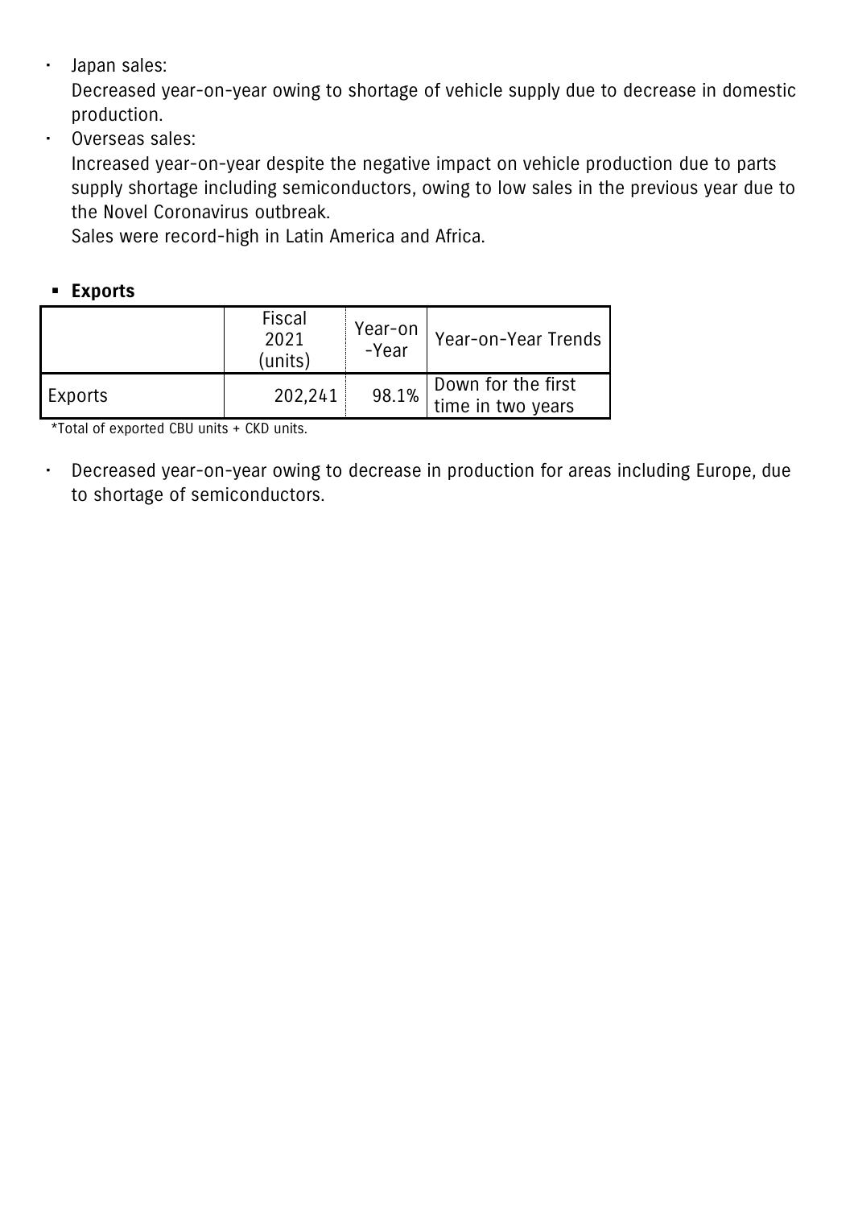- Japan sales:
  Decreased year-on-year owing to shortage of vehicle supply due to decrease in domestic production.
- Overseas sales:
  Increased year-on-year despite the negative impact on vehicle production due to parts supply shortage including semiconductors, owing to low sales in the previous year due to the Novel Coronavirus outbreak.
  Sales were record-high in Latin America and Africa.

- **Exports**

| | Fiscal 2021 (units) | Year-on-Year | Year-on-Year Trends |
|---|---|---|---|
| Exports | 202,241 | 98.1% | Down for the first time in two years |

*Total of exported CBU units + CKD units.

- Decreased year-on-year owing to decrease in production for areas including Europe, due to shortage of semiconductors.